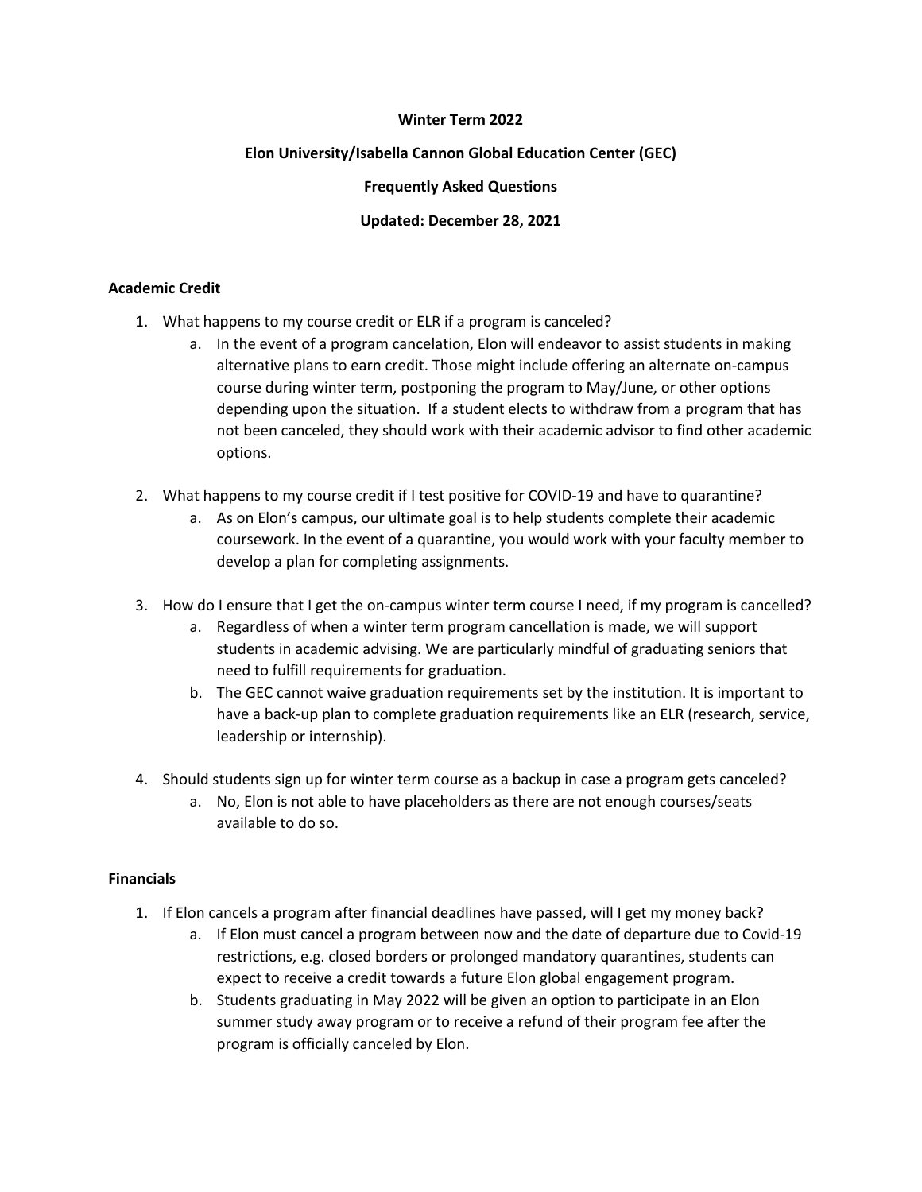**Winter Term 2022**

**Elon University/Isabella Cannon Global Education Center (GEC)**

**Frequently Asked Questions**

**Updated: December 28, 2021**

## Academic Credit

1. What happens to my course credit or ELR if a program is canceled?
   a. In the event of a program cancelation, Elon will endeavor to assist students in making alternative plans to earn credit. Those might include offering an alternate on-campus course during winter term, postponing the program to May/June, or other options depending upon the situation. If a student elects to withdraw from a program that has not been canceled, they should work with their academic advisor to find other academic options.

2. What happens to my course credit if I test positive for COVID-19 and have to quarantine?
   a. As on Elon's campus, our ultimate goal is to help students complete their academic coursework. In the event of a quarantine, you would work with your faculty member to develop a plan for completing assignments.

3. How do I ensure that I get the on-campus winter term course I need, if my program is cancelled?
   a. Regardless of when a winter term program cancellation is made, we will support students in academic advising. We are particularly mindful of graduating seniors that need to fulfill requirements for graduation.
   b. The GEC cannot waive graduation requirements set by the institution. It is important to have a back-up plan to complete graduation requirements like an ELR (research, service, leadership or internship).

4. Should students sign up for winter term course as a backup in case a program gets canceled?
   a. No, Elon is not able to have placeholders as there are not enough courses/seats available to do so.

## Financials

1. If Elon cancels a program after financial deadlines have passed, will I get my money back?
   a. If Elon must cancel a program between now and the date of departure due to Covid-19 restrictions, e.g. closed borders or prolonged mandatory quarantines, students can expect to receive a credit towards a future Elon global engagement program.
   b. Students graduating in May 2022 will be given an option to participate in an Elon summer study away program or to receive a refund of their program fee after the program is officially canceled by Elon.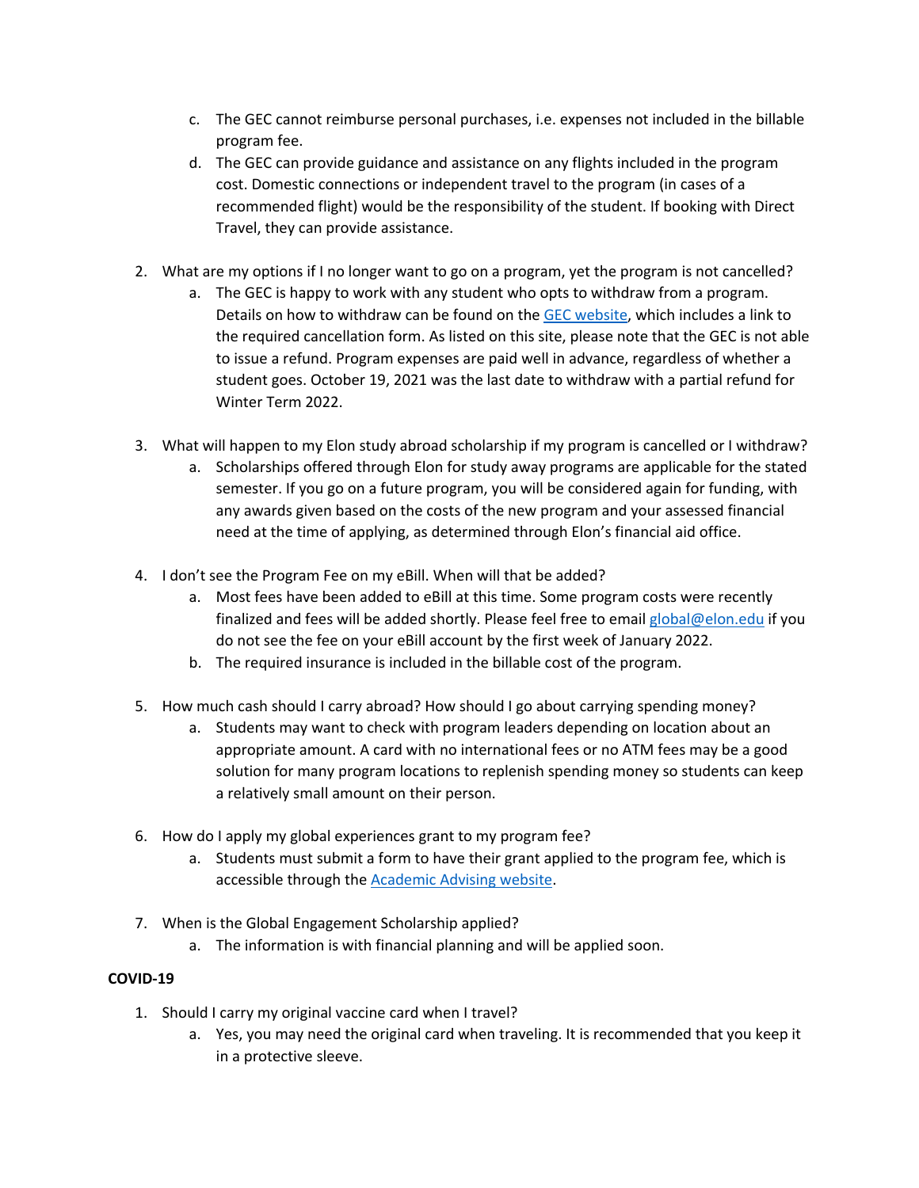c. The GEC cannot reimburse personal purchases, i.e. expenses not included in the billable program fee.
   d. The GEC can provide guidance and assistance on any flights included in the program cost. Domestic connections or independent travel to the program (in cases of a recommended flight) would be the responsibility of the student. If booking with Direct Travel, they can provide assistance.

2. What are my options if I no longer want to go on a program, yet the program is not cancelled?
   a. The GEC is happy to work with any student who opts to withdraw from a program. Details on how to withdraw can be found on the [GEC website](), which includes a link to the required cancellation form. As listed on this site, please note that the GEC is not able to issue a refund. Program expenses are paid well in advance, regardless of whether a student goes. October 19, 2021 was the last date to withdraw with a partial refund for Winter Term 2022.

3. What will happen to my Elon study abroad scholarship if my program is cancelled or I withdraw?
   a. Scholarships offered through Elon for study away programs are applicable for the stated semester. If you go on a future program, you will be considered again for funding, with any awards given based on the costs of the new program and your assessed financial need at the time of applying, as determined through Elon's financial aid office.

4. I don't see the Program Fee on my eBill. When will that be added?
   a. Most fees have been added to eBill at this time. Some program costs were recently finalized and fees will be added shortly. Please feel free to email global@elon.edu if you do not see the fee on your eBill account by the first week of January 2022.
   b. The required insurance is included in the billable cost of the program.

5. How much cash should I carry abroad? How should I go about carrying spending money?
   a. Students may want to check with program leaders depending on location about an appropriate amount. A card with no international fees or no ATM fees may be a good solution for many program locations to replenish spending money so students can keep a relatively small amount on their person.

6. How do I apply my global experiences grant to my program fee?
   a. Students must submit a form to have their grant applied to the program fee, which is accessible through the [Academic Advising website]().

7. When is the Global Engagement Scholarship applied?
   a. The information is with financial planning and will be applied soon.

**COVID-19**

1. Should I carry my original vaccine card when I travel?
   a. Yes, you may need the original card when traveling. It is recommended that you keep it in a protective sleeve.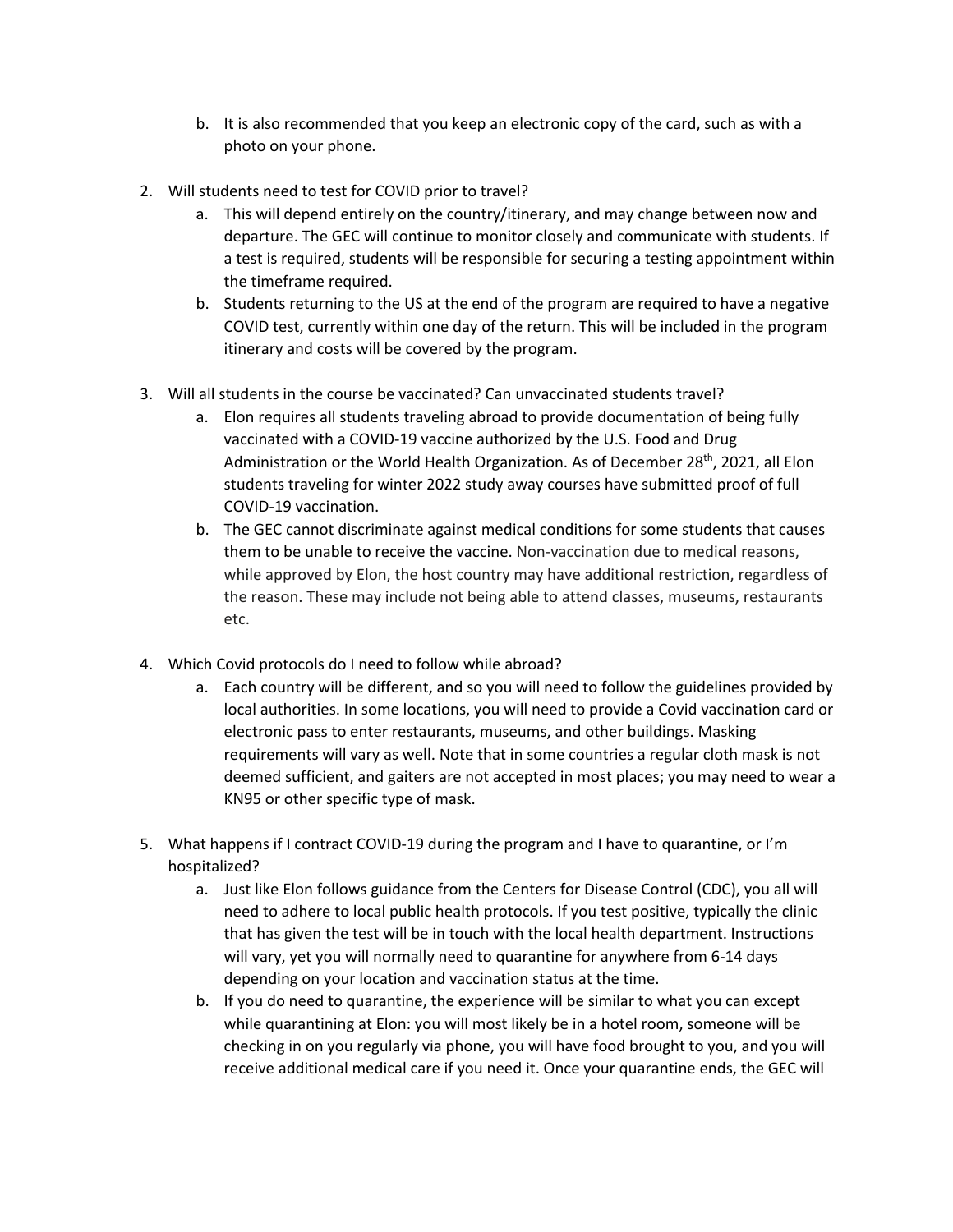b. It is also recommended that you keep an electronic copy of the card, such as with a photo on your phone.

2. Will students need to test for COVID prior to travel?
   a. This will depend entirely on the country/itinerary, and may change between now and departure. The GEC will continue to monitor closely and communicate with students. If a test is required, students will be responsible for securing a testing appointment within the timeframe required.
   b. Students returning to the US at the end of the program are required to have a negative COVID test, currently within one day of the return. This will be included in the program itinerary and costs will be covered by the program.

3. Will all students in the course be vaccinated? Can unvaccinated students travel?
   a. Elon requires all students traveling abroad to provide documentation of being fully vaccinated with a COVID-19 vaccine authorized by the U.S. Food and Drug Administration or the World Health Organization. As of December 28th, 2021, all Elon students traveling for winter 2022 study away courses have submitted proof of full COVID-19 vaccination.
   b. The GEC cannot discriminate against medical conditions for some students that causes them to be unable to receive the vaccine. Non-vaccination due to medical reasons, while approved by Elon, the host country may have additional restriction, regardless of the reason. These may include not being able to attend classes, museums, restaurants etc.

4. Which Covid protocols do I need to follow while abroad?
   a. Each country will be different, and so you will need to follow the guidelines provided by local authorities. In some locations, you will need to provide a Covid vaccination card or electronic pass to enter restaurants, museums, and other buildings. Masking requirements will vary as well. Note that in some countries a regular cloth mask is not deemed sufficient, and gaiters are not accepted in most places; you may need to wear a KN95 or other specific type of mask.

5. What happens if I contract COVID-19 during the program and I have to quarantine, or I'm hospitalized?
   a. Just like Elon follows guidance from the Centers for Disease Control (CDC), you all will need to adhere to local public health protocols. If you test positive, typically the clinic that has given the test will be in touch with the local health department. Instructions will vary, yet you will normally need to quarantine for anywhere from 6-14 days depending on your location and vaccination status at the time.
   b. If you do need to quarantine, the experience will be similar to what you can except while quarantining at Elon: you will most likely be in a hotel room, someone will be checking in on you regularly via phone, you will have food brought to you, and you will receive additional medical care if you need it. Once your quarantine ends, the GEC will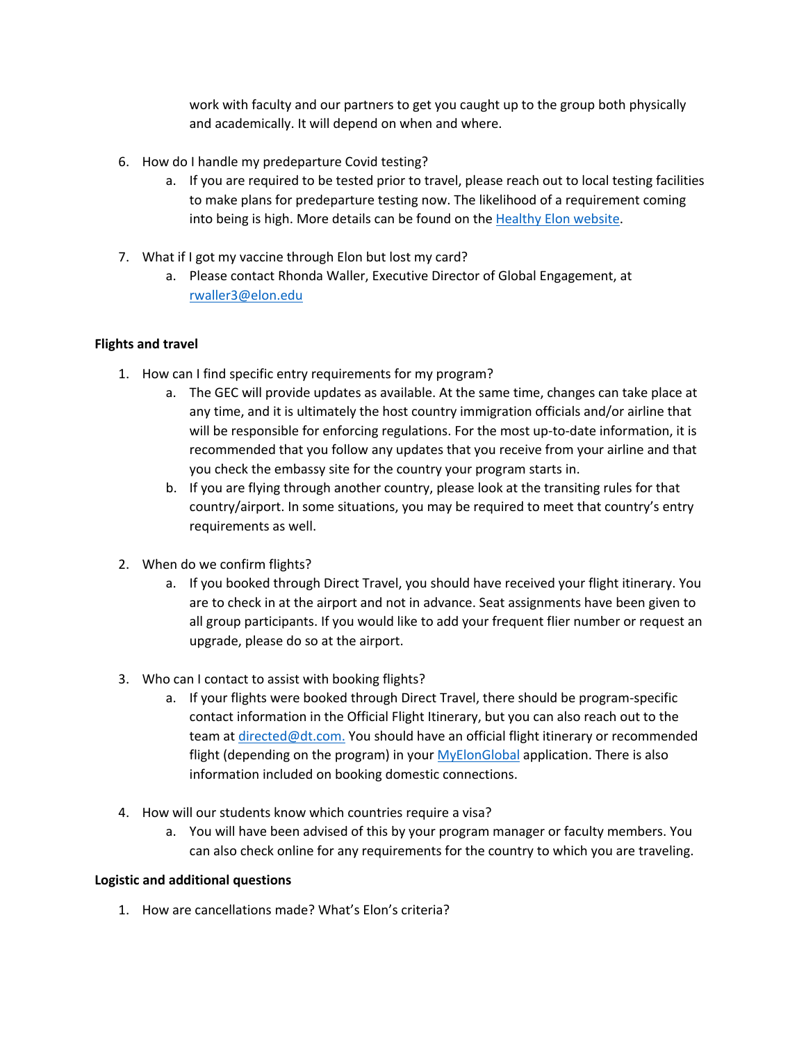work with faculty and our partners to get you caught up to the group both physically and academically. It will depend on when and where.

6. How do I handle my predeparture Covid testing?
   a. If you are required to be tested prior to travel, please reach out to local testing facilities to make plans for predeparture testing now. The likelihood of a requirement coming into being is high. More details can be found on the Healthy Elon website.

7. What if I got my vaccine through Elon but lost my card?
   a. Please contact Rhonda Waller, Executive Director of Global Engagement, at rwaller3@elon.edu

**Flights and travel**

1. How can I find specific entry requirements for my program?
   a. The GEC will provide updates as available. At the same time, changes can take place at any time, and it is ultimately the host country immigration officials and/or airline that will be responsible for enforcing regulations. For the most up-to-date information, it is recommended that you follow any updates that you receive from your airline and that you check the embassy site for the country your program starts in.
   b. If you are flying through another country, please look at the transiting rules for that country/airport. In some situations, you may be required to meet that country's entry requirements as well.

2. When do we confirm flights?
   a. If you booked through Direct Travel, you should have received your flight itinerary. You are to check in at the airport and not in advance. Seat assignments have been given to all group participants. If you would like to add your frequent flier number or request an upgrade, please do so at the airport.

3. Who can I contact to assist with booking flights?
   a. If your flights were booked through Direct Travel, there should be program-specific contact information in the Official Flight Itinerary, but you can also reach out to the team at directed@dt.com. You should have an official flight itinerary or recommended flight (depending on the program) in your MyElonGlobal application. There is also information included on booking domestic connections.

4. How will our students know which countries require a visa?
   a. You will have been advised of this by your program manager or faculty members. You can also check online for any requirements for the country to which you are traveling.

**Logistic and additional questions**

1. How are cancellations made? What's Elon's criteria?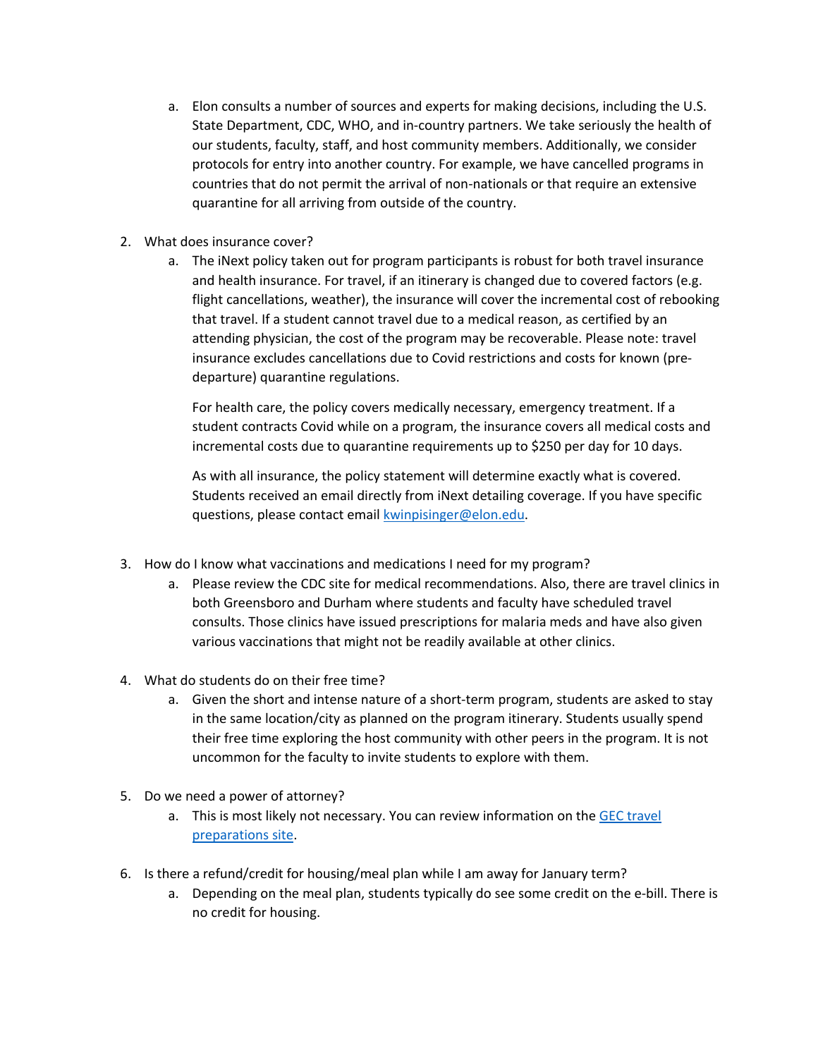a. Elon consults a number of sources and experts for making decisions, including the U.S. State Department, CDC, WHO, and in-country partners. We take seriously the health of our students, faculty, staff, and host community members. Additionally, we consider protocols for entry into another country. For example, we have cancelled programs in countries that do not permit the arrival of non-nationals or that require an extensive quarantine for all arriving from outside of the country.

2. What does insurance cover?
   a. The iNext policy taken out for program participants is robust for both travel insurance and health insurance. For travel, if an itinerary is changed due to covered factors (e.g. flight cancellations, weather), the insurance will cover the incremental cost of rebooking that travel. If a student cannot travel due to a medical reason, as certified by an attending physician, the cost of the program may be recoverable. Please note: travel insurance excludes cancellations due to Covid restrictions and costs for known (pre-departure) quarantine regulations.

      For health care, the policy covers medically necessary, emergency treatment. If a student contracts Covid while on a program, the insurance covers all medical costs and incremental costs due to quarantine requirements up to $250 per day for 10 days.

      As with all insurance, the policy statement will determine exactly what is covered. Students received an email directly from iNext detailing coverage. If you have specific questions, please contact email [kwinpisinger@elon.edu](mailto:kwinpisinger@elon.edu).

3. How do I know what vaccinations and medications I need for my program?
   a. Please review the CDC site for medical recommendations. Also, there are travel clinics in both Greensboro and Durham where students and faculty have scheduled travel consults. Those clinics have issued prescriptions for malaria meds and have also given various vaccinations that might not be readily available at other clinics.

4. What do students do on their free time?
   a. Given the short and intense nature of a short-term program, students are asked to stay in the same location/city as planned on the program itinerary. Students usually spend their free time exploring the host community with other peers in the program. It is not uncommon for the faculty to invite students to explore with them.

5. Do we need a power of attorney?
   a. This is most likely not necessary. You can review information on the GEC travel preparations site.

6. Is there a refund/credit for housing/meal plan while I am away for January term?
   a. Depending on the meal plan, students typically do see some credit on the e-bill. There is no credit for housing.